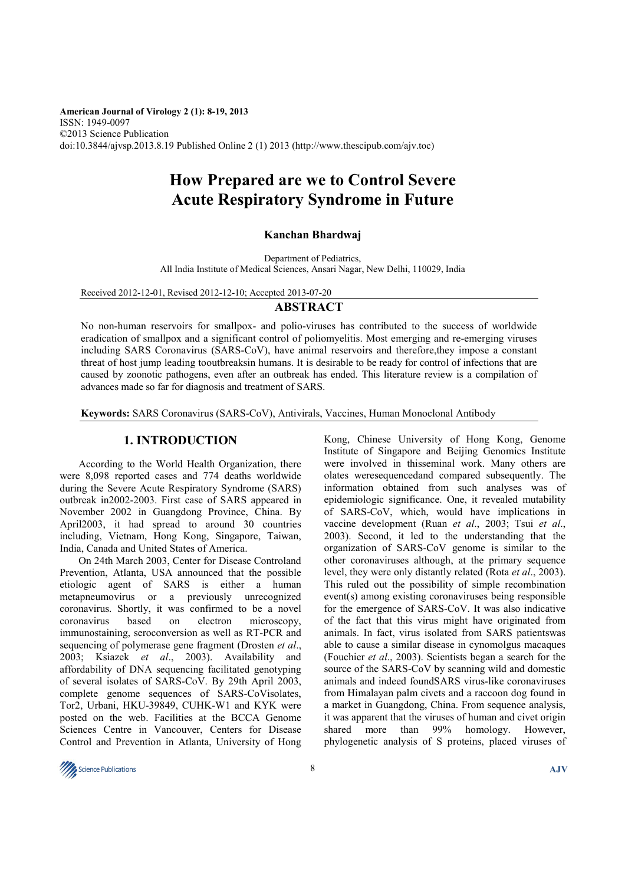American Journal of Virology 2 (1): 8-19, 2013
ISSN: 1949-0097
©2013 Science Publication
doi:10.3844/ajvsp.2013.8.19 Published Online 2 (1) 2013 (http://www.thescipub.com/ajv.toc)

# How Prepared are we to Control Severe Acute Respiratory Syndrome in Future

**Kanchan Bhardwaj**

Department of Pediatrics,
All India Institute of Medical Sciences, Ansari Nagar, New Delhi, 110029, India

Received 2012-12-01, Revised 2012-12-10; Accepted 2013-07-20

## ABSTRACT

No non-human reservoirs for smallpox- and polio-viruses has contributed to the success of worldwide eradication of smallpox and a significant control of poliomyelitis. Most emerging and re-emerging viruses including SARS Coronavirus (SARS-CoV), have animal reservoirs and therefore,they impose a constant threat of host jump leading tooutbreaksin humans. It is desirable to be ready for control of infections that are caused by zoonotic pathogens, even after an outbreak has ended. This literature review is a compilation of advances made so far for diagnosis and treatment of SARS.

**Keywords:** SARS Coronavirus (SARS-CoV), Antivirals, Vaccines, Human Monoclonal Antibody

## 1. INTRODUCTION

According to the World Health Organization, there were 8,098 reported cases and 774 deaths worldwide during the Severe Acute Respiratory Syndrome (SARS) outbreak in2002-2003. First case of SARS appeared in November 2002 in Guangdong Province, China. By April2003, it had spread to around 30 countries including, Vietnam, Hong Kong, Singapore, Taiwan, India, Canada and United States of America.

On 24th March 2003, Center for Disease Controland Prevention, Atlanta, USA announced that the possible etiologic agent of SARS is either a human metapneumovirus or a previously unrecognized coronavirus. Shortly, it was confirmed to be a novel coronavirus based on electron microscopy, immunostaining, seroconversion as well as RT-PCR and sequencing of polymerase gene fragment (Drosten *et al*., 2003; Ksiazek *et al*., 2003). Availability and affordability of DNA sequencing facilitated genotyping of several isolates of SARS-CoV. By 29th April 2003, complete genome sequences of SARS-CoVisolates, Tor2, Urbani, HKU-39849, CUHK-W1 and KYK were posted on the web. Facilities at the BCCA Genome Sciences Centre in Vancouver, Centers for Disease Control and Prevention in Atlanta, University of Hong Kong, Chinese University of Hong Kong, Genome Institute of Singapore and Beijing Genomics Institute were involved in thisseminal work. Many others are olates weresequencedand compared subsequently. The information obtained from such analyses was of epidemiologic significance. One, it revealed mutability of SARS-CoV, which, would have implications in vaccine development (Ruan *et al*., 2003; Tsui *et al*., 2003). Second, it led to the understanding that the organization of SARS-CoV genome is similar to the other coronaviruses although, at the primary sequence level, they were only distantly related (Rota *et al*., 2003). This ruled out the possibility of simple recombination event(s) among existing coronaviruses being responsible for the emergence of SARS-CoV. It was also indicative of the fact that this virus might have originated from animals. In fact, virus isolated from SARS patientswas able to cause a similar disease in cynomolgus macaques (Fouchier *et al*., 2003). Scientists began a search for the source of the SARS-CoV by scanning wild and domestic animals and indeed foundSARS virus-like coronaviruses from Himalayan palm civets and a raccoon dog found in a market in Guangdong, China. From sequence analysis, it was apparent that the viruses of human and civet origin shared more than 99% homology. However, phylogenetic analysis of S proteins, placed viruses of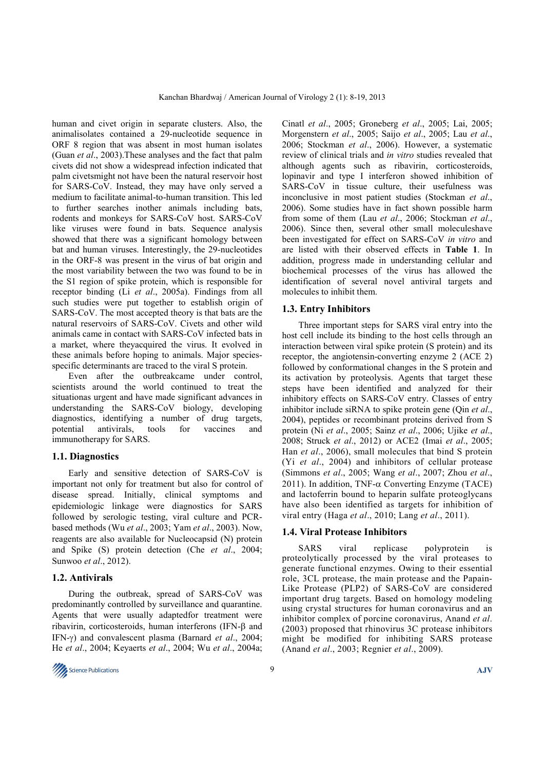human and civet origin in separate clusters. Also, the animalisolates contained a 29-nucleotide sequence in ORF 8 region that was absent in most human isolates (Guan *et al*., 2003).These analyses and the fact that palm civets did not show a widespread infection indicated that palm civetsmight not have been the natural reservoir host for SARS-CoV. Instead, they may have only served a medium to facilitate animal-to-human transition. This led to further searches inother animals including bats, rodents and monkeys for SARS-CoV host. SARS-CoV like viruses were found in bats. Sequence analysis showed that there was a significant homology between bat and human viruses. Interestingly, the 29-nucleotides in the ORF-8 was present in the virus of bat origin and the most variability between the two was found to be in the S1 region of spike protein, which is responsible for receptor binding (Li *et al*., 2005a). Findings from all such studies were put together to establish origin of SARS-CoV. The most accepted theory is that bats are the natural reservoirs of SARS-CoV. Civets and other wild animals came in contact with SARS-CoV infected bats in a market, where theyacquired the virus. It evolved in these animals before hoping to animals. Major species-specific determinants are traced to the viral S protein.

Even after the outbreakcame under control, scientists around the world continued to treat the situationas urgent and have made significant advances in understanding the SARS-CoV biology, developing diagnostics, identifying a number of drug targets, potential antivirals, tools for vaccines and immunotherapy for SARS.

### 1.1. Diagnostics

Early and sensitive detection of SARS-CoV is important not only for treatment but also for control of disease spread. Initially, clinical symptoms and epidemiologic linkage were diagnostics for SARS followed by serologic testing, viral culture and PCR-based methods (Wu *et al*., 2003; Yam *et al*., 2003). Now, reagents are also available for Nucleocapsid (N) protein and Spike (S) protein detection (Che *et al*., 2004; Sunwoo *et al*., 2012).

### 1.2. Antivirals

During the outbreak, spread of SARS-CoV was predominantly controlled by surveillance and quarantine. Agents that were usually adaptedfor treatment were ribavirin, corticosteroids, human interferons (IFN-β and IFN-γ) and convalescent plasma (Barnard *et al*., 2004; He *et al*., 2004; Keyaerts *et al*., 2004; Wu *et al*., 2004a; Cinatl *et al*., 2005; Groneberg *et al*., 2005; Lai, 2005; Morgenstern *et al*., 2005; Saijo *et al*., 2005; Lau *et al*., 2006; Stockman *et al*., 2006). However, a systematic review of clinical trials and *in vitro* studies revealed that although agents such as ribavirin, corticosteroids, lopinavir and type I interferon showed inhibition of SARS-CoV in tissue culture, their usefulness was inconclusive in most patient studies (Stockman *et al*., 2006). Some studies have in fact shown possible harm from some of them (Lau *et al*., 2006; Stockman *et al*., 2006). Since then, several other small moleculeshave been investigated for effect on SARS-CoV *in vitro* and are listed with their observed effects in **Table 1**. In addition, progress made in understanding cellular and biochemical processes of the virus has allowed the identification of several novel antiviral targets and molecules to inhibit them.

### 1.3. Entry Inhibitors

Three important steps for SARS viral entry into the host cell include its binding to the host cells through an interaction between viral spike protein (S protein) and its receptor, the angiotensin-converting enzyme 2 (ACE 2) followed by conformational changes in the S protein and its activation by proteolysis. Agents that target these steps have been identified and analyzed for their inhibitory effects on SARS-CoV entry. Classes of entry inhibitor include siRNA to spike protein gene (Qin *et al*., 2004), peptides or recombinant proteins derived from S protein (Ni *et al*., 2005; Sainz *et al*., 2006; Ujike *et al*., 2008; Struck *et al*., 2012) or ACE2 (Imai *et al*., 2005; Han *et al*., 2006), small molecules that bind S protein (Yi *et al*., 2004) and inhibitors of cellular protease (Simmons *et al*., 2005; Wang *et al*., 2007; Zhou *et al*., 2011). In addition, TNF-α Converting Enzyme (TACE) and lactoferrin bound to heparin sulfate proteoglycans have also been identified as targets for inhibition of viral entry (Haga *et al*., 2010; Lang *et al*., 2011).

### 1.4. Viral Protease Inhibitors

SARS viral replicase polyprotein is proteolytically processed by the viral proteases to generate functional enzymes. Owing to their essential role, 3CL protease, the main protease and the Papain-Like Protease (PLP2) of SARS-CoV are considered important drug targets. Based on homology modeling using crystal structures for human coronavirus and an inhibitor complex of porcine coronavirus, Anand *et al*. (2003) proposed that rhinovirus 3C protease inhibitors might be modified for inhibiting SARS protease (Anand *et al*., 2003; Regnier *et al*., 2009).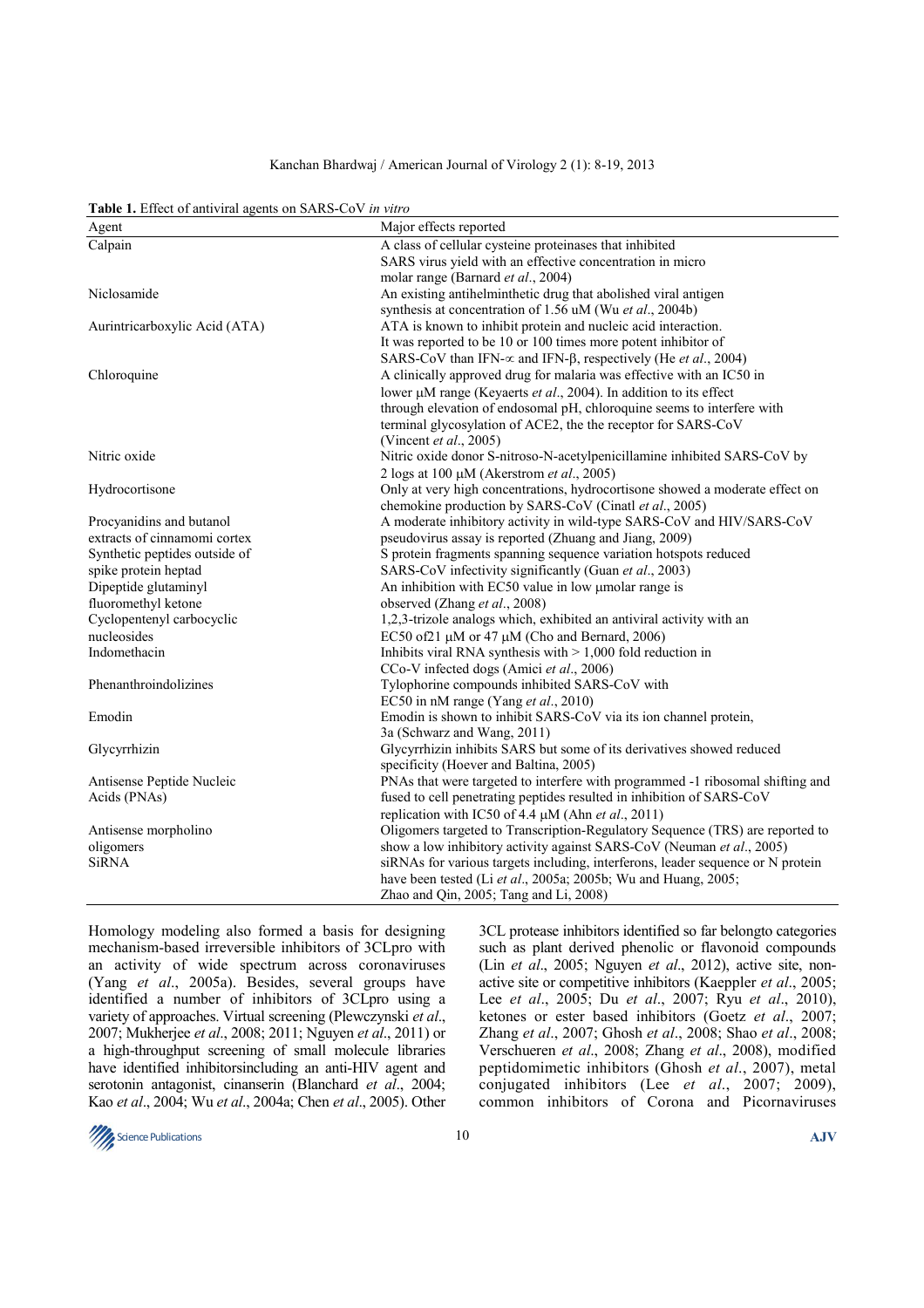**Table 1.** Effect of antiviral agents on SARS-CoV *in vitro*

| Agent | Major effects reported |
|---|---|
| Calpain | A class of cellular cysteine proteinases that inhibited SARS virus yield with an effective concentration in micro molar range (Barnard *et al*., 2004) |
| Niclosamide | An existing antihelminthetic drug that abolished viral antigen synthesis at concentration of 1.56 uM (Wu *et al*., 2004b) |
| Aurintricarboxylic Acid (ATA) | ATA is known to inhibit protein and nucleic acid interaction. It was reported to be 10 or 100 times more potent inhibitor of SARS-CoV than IFN-∝ and IFN-β, respectively (He *et al*., 2004) |
| Chloroquine | A clinically approved drug for malaria was effective with an IC50 in lower μM range (Keyaerts *et al*., 2004). In addition to its effect through elevation of endosomal pH, chloroquine seems to interfere with terminal glycosylation of ACE2, the the receptor for SARS-CoV (Vincent *et al*., 2005) |
| Nitric oxide | Nitric oxide donor S-nitroso-N-acetylpenicillamine inhibited SARS-CoV by 2 logs at 100 μM (Akerstrom *et al*., 2005) |
| Hydrocortisone | Only at very high concentrations, hydrocortisone showed a moderate effect on chemokine production by SARS-CoV (Cinatl *et al*., 2005) |
| Procyanidins and butanol extracts of cinnamomi cortex | A moderate inhibitory activity in wild-type SARS-CoV and HIV/SARS-CoV pseudovirus assay is reported (Zhuang and Jiang, 2009) |
| Synthetic peptides outside of spike protein heptad | S protein fragments spanning sequence variation hotspots reduced SARS-CoV infectivity significantly (Guan *et al*., 2003) |
| Dipeptide glutaminyl fluoromethyl ketone | An inhibition with EC50 value in low μmolar range is observed (Zhang *et al*., 2008) |
| Cyclopentenyl carbocyclic nucleosides | 1,2,3-trizole analogs which, exhibited an antiviral activity with an EC50 of21 μM or 47 μM (Cho and Bernard, 2006) |
| Indomethacin | Inhibits viral RNA synthesis with > 1,000 fold reduction in CCo-V infected dogs (Amici *et al*., 2006) |
| Phenanthroindolizines | Tylophorine compounds inhibited SARS-CoV with EC50 in nM range (Yang *et al*., 2010) |
| Emodin | Emodin is shown to inhibit SARS-CoV via its ion channel protein, 3a (Schwarz and Wang, 2011) |
| Glycyrrhizin | Glycyrrhizin inhibits SARS but some of its derivatives showed reduced specificity (Hoever and Baltina, 2005) |
| Antisense Peptide Nucleic Acids (PNAs) | PNAs that were targeted to interfere with programmed -1 ribosomal shifting and fused to cell penetrating peptides resulted in inhibition of SARS-CoV replication with IC50 of 4.4 μM (Ahn *et al*., 2011) |
| Antisense morpholino oligomers | Oligomers targeted to Transcription-Regulatory Sequence (TRS) are reported to show a low inhibitory activity against SARS-CoV (Neuman *et al*., 2005) |
| SiRNA | siRNAs for various targets including, interferons, leader sequence or N protein have been tested (Li *et al*., 2005a; 2005b; Wu and Huang, 2005; Zhao and Qin, 2005; Tang and Li, 2008) |

Homology modeling also formed a basis for designing mechanism-based irreversible inhibitors of 3CLpro with an activity of wide spectrum across coronaviruses (Yang *et al*., 2005a). Besides, several groups have identified a number of inhibitors of 3CLpro using a variety of approaches. Virtual screening (Plewczynski *et al*., 2007; Mukherjee *et al*., 2008; 2011; Nguyen *et al*., 2011) or a high-throughput screening of small molecule libraries have identified inhibitorsincluding an anti-HIV agent and serotonin antagonist, cinanserin (Blanchard *et al*., 2004; Kao *et al*., 2004; Wu *et al*., 2004a; Chen *et al*., 2005). Other 3CL protease inhibitors identified so far belongto categories such as plant derived phenolic or flavonoid compounds (Lin *et al*., 2005; Nguyen *et al*., 2012), active site, non-active site or competitive inhibitors (Kaeppler *et al*., 2005; Lee *et al*., 2005; Du *et al*., 2007; Ryu *et al*., 2010), ketones or ester based inhibitors (Goetz *et al*., 2007; Zhang *et al*., 2007; Ghosh *et al*., 2008; Shao *et al*., 2008; Verschueren *et al*., 2008; Zhang *et al*., 2008), modified peptidomimetic inhibitors (Ghosh *et al*., 2007), metal conjugated inhibitors (Lee *et al*., 2007; 2009), common inhibitors of Corona and Picornaviruses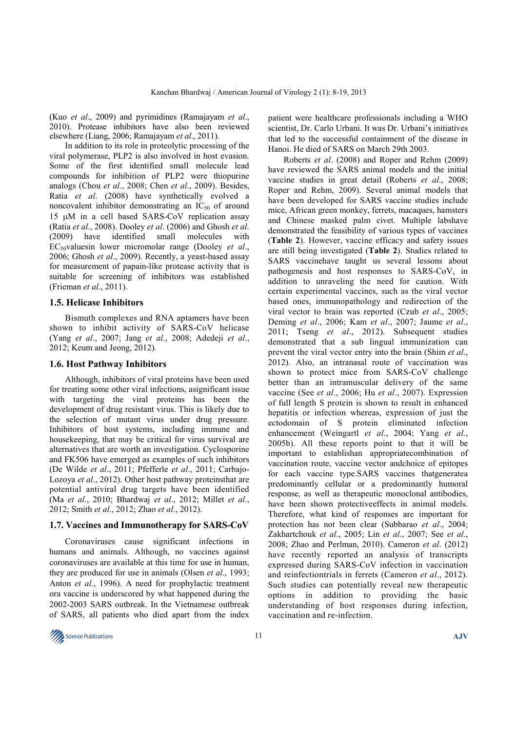(Kuo *et al*., 2009) and pyrimidines (Ramajayam *et al*., 2010). Protease inhibitors have also been reviewed elsewhere (Liang, 2006; Ramajayam *et al*., 2011).

In addition to its role in proteolytic processing of the viral polymerase, PLP2 is also involved in host evasion. Some of the first identified small molecule lead compounds for inhibition of PLP2 were thiopurine analogs (Chou *et al*., 2008; Chen *et al*., 2009). Besides, Ratia *et al*. (2008) have synthetically evolved a noncovalent inhibitor demonstrating an $IC_{50}$ of around 15 μM in a cell based SARS-CoV replication assay (Ratia *et al*., 2008). Dooley *et al*. (2006) and Ghosh *et al*. (2009) have identified small molecules with $EC_{50}$valuesin lower micromolar range (Dooley *et al*., 2006; Ghosh *et al*., 2009). Recently, a yeast-based assay for measurement of papain-like protease activity that is suitable for screening of inhibitors was established (Frieman *et al*., 2011).

### 1.5. Helicase Inhibitors

Bismuth complexes and RNA aptamers have been shown to inhibit activity of SARS-CoV helicase (Yang *et al*., 2007; Jang *et al*., 2008; Adedeji *et al*., 2012; Keum and Jeong, 2012).

### 1.6. Host Pathway Inhibitors

Although, inhibitors of viral proteins have been used for treating some other viral infections, asignificant issue with targeting the viral proteins has been the development of drug resistant virus. This is likely due to the selection of mutant virus under drug pressure. Inhibitors of host systems, including immune and housekeeping, that may be critical for virus survival are alternatives that are worth an investigation. Cyclosporine and FK506 have emerged as examples of such inhibitors (De Wilde *et al*., 2011; Pfefferle *et al*., 2011; Carbajo-Lozoya *et al*., 2012). Other host pathway proteinsthat are potential antiviral drug targets have been identified (Ma *et al*., 2010; Bhardwaj *et al*., 2012; Millet *et al*., 2012; Smith *et al*., 2012; Zhao *et al*., 2012).

### 1.7. Vaccines and Immunotherapy for SARS-CoV

Coronaviruses cause significant infections in humans and animals. Although, no vaccines against coronaviruses are available at this time for use in human, they are produced for use in animals (Olsen *et al*., 1993; Anton *et al*., 1996). A need for prophylactic treatment ora vaccine is underscored by what happened during the 2002-2003 SARS outbreak. In the Vietnamese outbreak of SARS, all patients who died apart from the index patient were healthcare professionals including a WHO scientist, Dr. Carlo Urbani. It was Dr. Urbani's initiatives that led to the successful containment of the disease in Hanoi. He died of SARS on March 29th 2003.

Roberts *et al*. (2008) and Roper and Rehm (2009) have reviewed the SARS animal models and the initial vaccine studies in great detail (Roberts *et al*., 2008; Roper and Rehm, 2009). Several animal models that have been developed for SARS vaccine studies include mice, African green monkey, ferrets, macaques, hamsters and Chinese masked palm civet. Multiple labshave demonstrated the feasibility of various types of vaccines (**Table 2**). However, vaccine efficacy and safety issues are still being investigated (**Table 2**). Studies related to SARS vaccinehave taught us several lessons about pathogenesis and host responses to SARS-CoV, in addition to unraveling the need for caution. With certain experimental vaccines, such as the viral vector based ones, immunopathology and redirection of the viral vector to brain was reported (Czub *et al*., 2005; Deming *et al*., 2006; Kam *et al*., 2007; Jaume *et al*., 2011; Tseng *et al*., 2012). Subsequent studies demonstrated that a sub lingual immunization can prevent the viral vector entry into the brain (Shim *et al*., 2012). Also, an intranasal route of vaccination was shown to protect mice from SARS-CoV challenge better than an intramuscular delivery of the same vaccine (See *et al*., 2006; Hu *et al*., 2007). Expression of full length S protein is shown to result in enhanced hepatitis or infection whereas, expression of just the ectodomain of S protein eliminated infection enhancement (Weingartl *et al*., 2004; Yang *et al*., 2005b). All these reports point to that it will be important to establishan appropriatecombination of vaccination route, vaccine vector andchoice of epitopes for each vaccine type.SARS vaccines thatgeneratea predominantly cellular or a predominantly humoral response, as well as therapeutic monoclonal antibodies, have been shown protectiveeffects in animal models. Therefore, what kind of responses are important for protection has not been clear (Subbarao *et al*., 2004; Zakhartchouk *et al*., 2005; Lin *et al*., 2007; See *et al*., 2008; Zhao and Perlman, 2010). Cameron *et al*. (2012) have recently reported an analysis of transcripts expressed during SARS-CoV infection in vaccination and reinfectiontrials in ferrets (Cameron *et al*., 2012). Such studies can potentially reveal new therapeutic options in addition to providing the basic understanding of host responses during infection, vaccination and re-infection.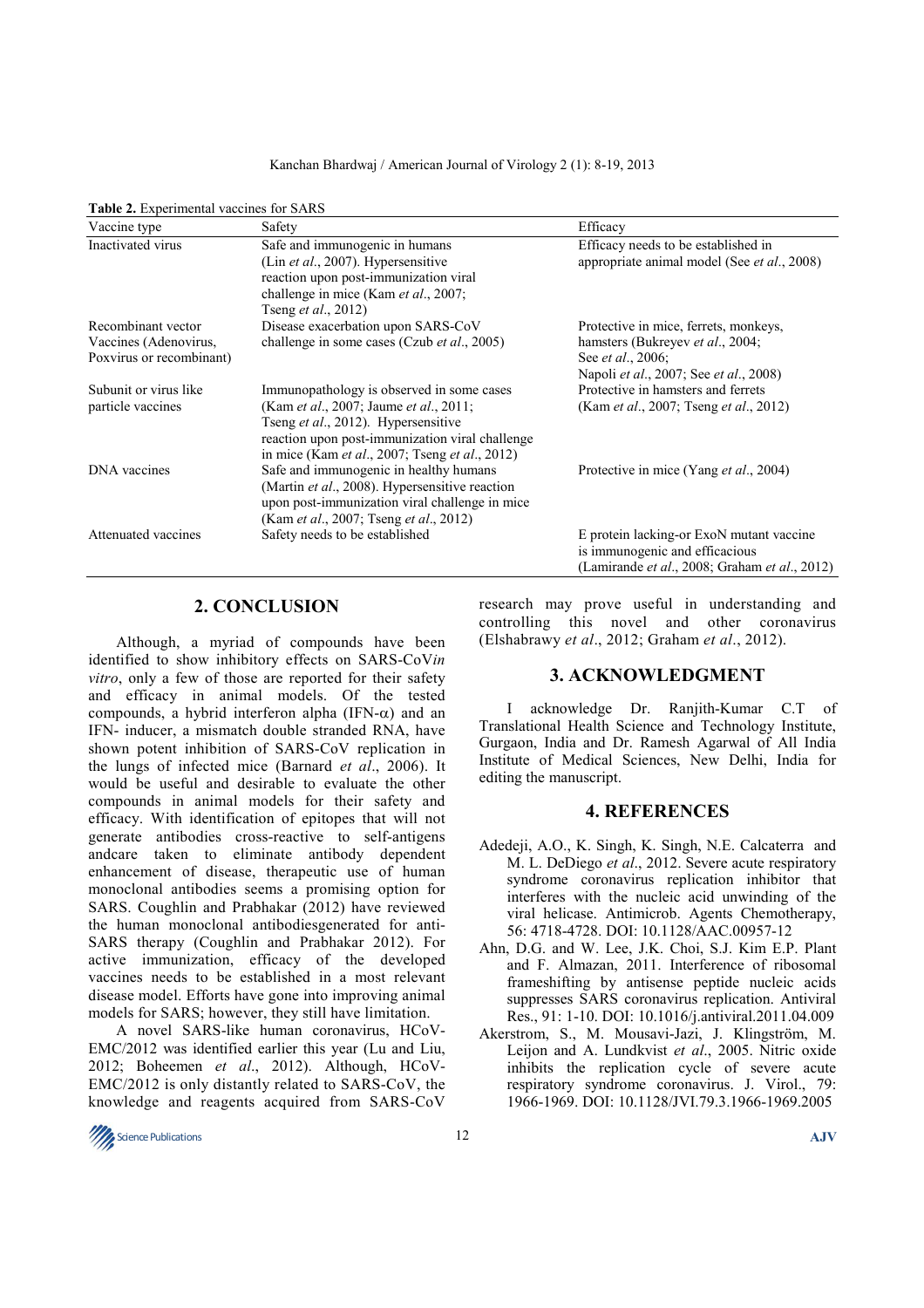**Table 2.** Experimental vaccines for SARS

| Vaccine type | Safety | Efficacy |
|---|---|---|
| Inactivated virus | Safe and immunogenic in humans (Lin *et al*., 2007). Hypersensitive reaction upon post-immunization viral challenge in mice (Kam *et al*., 2007; Tseng *et al*., 2012) | Efficacy needs to be established in appropriate animal model (See *et al*., 2008) |
| Recombinant vector Vaccines (Adenovirus, Poxvirus or recombinant) | Disease exacerbation upon SARS-CoV challenge in some cases (Czub *et al*., 2005) | Protective in mice, ferrets, monkeys, hamsters (Bukreyev *et al*., 2004; See *et al*., 2006; Napoli *et al*., 2007; See *et al*., 2008) |
| Subunit or virus like particle vaccines | Immunopathology is observed in some cases (Kam *et al*., 2007; Jaume *et al*., 2011; Tseng *et al*., 2012). Hypersensitive reaction upon post-immunization viral challenge in mice (Kam *et al*., 2007; Tseng *et al*., 2012) | Protective in hamsters and ferrets (Kam *et al*., 2007; Tseng *et al*., 2012) |
| DNA vaccines | Safe and immunogenic in healthy humans (Martin *et al*., 2008). Hypersensitive reaction upon post-immunization viral challenge in mice (Kam *et al*., 2007; Tseng *et al*., 2012) | Protective in mice (Yang *et al*., 2004) |
| Attenuated vaccines | Safety needs to be established | E protein lacking-or ExoN mutant vaccine is immunogenic and efficacious (Lamirande *et al*., 2008; Graham *et al*., 2012) |

## 2. CONCLUSION

Although, a myriad of compounds have been identified to show inhibitory effects on SARS-CoV*in vitro*, only a few of those are reported for their safety and efficacy in animal models. Of the tested compounds, a hybrid interferon alpha (IFN-$\alpha$) and an IFN- inducer, a mismatch double stranded RNA, have shown potent inhibition of SARS-CoV replication in the lungs of infected mice (Barnard *et al*., 2006). It would be useful and desirable to evaluate the other compounds in animal models for their safety and efficacy. With identification of epitopes that will not generate antibodies cross-reactive to self-antigens andcare taken to eliminate antibody dependent enhancement of disease, therapeutic use of human monoclonal antibodies seems a promising option for SARS. Coughlin and Prabhakar (2012) have reviewed the human monoclonal antibodiesgenerated for anti-SARS therapy (Coughlin and Prabhakar 2012). For active immunization, efficacy of the developed vaccines needs to be established in a most relevant disease model. Efforts have gone into improving animal models for SARS; however, they still have limitation.

A novel SARS-like human coronavirus, HCoV-EMC/2012 was identified earlier this year (Lu and Liu, 2012; Boheemen *et al*., 2012). Although, HCoV-EMC/2012 is only distantly related to SARS-CoV, the knowledge and reagents acquired from SARS-CoV research may prove useful in understanding and controlling this novel and other coronavirus (Elshabrawy *et al*., 2012; Graham *et al*., 2012).

## 3. ACKNOWLEDGMENT

I acknowledge Dr. Ranjith-Kumar C.T of Translational Health Science and Technology Institute, Gurgaon, India and Dr. Ramesh Agarwal of All India Institute of Medical Sciences, New Delhi, India for editing the manuscript.

## 4. REFERENCES

Adedeji, A.O., K. Singh, K. Singh, N.E. Calcaterra and M. L. DeDiego *et al*., 2012. Severe acute respiratory syndrome coronavirus replication inhibitor that interferes with the nucleic acid unwinding of the viral helicase. Antimicrob. Agents Chemotherapy, 56: 4718-4728. DOI: 10.1128/AAC.00957-12

Ahn, D.G. and W. Lee, J.K. Choi, S.J. Kim E.P. Plant and F. Almazan, 2011. Interference of ribosomal frameshifting by antisense peptide nucleic acids suppresses SARS coronavirus replication. Antiviral Res., 91: 1-10. DOI: 10.1016/j.antiviral.2011.04.009

Akerstrom, S., M. Mousavi-Jazi, J. Klingström, M. Leijon and A. Lundkvist *et al*., 2005. Nitric oxide inhibits the replication cycle of severe acute respiratory syndrome coronavirus. J. Virol., 79: 1966-1969. DOI: 10.1128/JVI.79.3.1966-1969.2005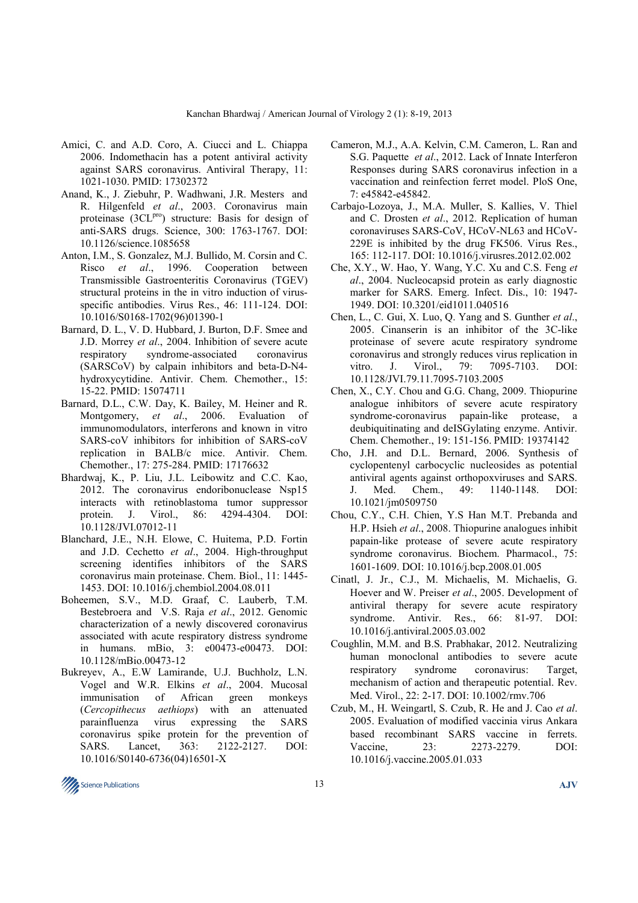Amici, C. and A.D. Coro, A. Ciucci and L. Chiappa 2006. Indomethacin has a potent antiviral activity against SARS coronavirus. Antiviral Therapy, 11: 1021-1030. PMID: 17302372

Anand, K., J. Ziebuhr, P. Wadhwani, J.R. Mesters and R. Hilgenfeld *et al*., 2003. Coronavirus main proteinase ($3CL^{pro}$) structure: Basis for design of anti-SARS drugs. Science, 300: 1763-1767. DOI: 10.1126/science.1085658

Anton, I.M., S. Gonzalez, M.J. Bullido, M. Corsin and C. Risco *et al*., 1996. Cooperation between Transmissible Gastroenteritis Coronavirus (TGEV) structural proteins in the in vitro induction of virus-specific antibodies. Virus Res., 46: 111-124. DOI: 10.1016/S0168-1702(96)01390-1

Barnard, D. L., V. D. Hubbard, J. Burton, D.F. Smee and J.D. Morrey *et al*., 2004. Inhibition of severe acute respiratory syndrome-associated coronavirus (SARSCoV) by calpain inhibitors and beta-D-N4-hydroxycytidine. Antivir. Chem. Chemother., 15: 15-22. PMID: 15074711

Barnard, D.L., C.W. Day, K. Bailey, M. Heiner and R. Montgomery, *et al*., 2006. Evaluation of immunomodulators, interferons and known in vitro SARS-coV inhibitors for inhibition of SARS-coV replication in BALB/c mice. Antivir. Chem. Chemother., 17: 275-284. PMID: 17176632

Bhardwaj, K., P. Liu, J.L. Leibowitz and C.C. Kao, 2012. The coronavirus endoribonuclease Nsp15 interacts with retinoblastoma tumor suppressor protein. J. Virol., 86: 4294-4304. DOI: 10.1128/JVI.07012-11

Blanchard, J.E., N.H. Elowe, C. Huitema, P.D. Fortin and J.D. Cechetto *et al*., 2004. High-throughput screening identifies inhibitors of the SARS coronavirus main proteinase. Chem. Biol., 11: 1445-1453. DOI: 10.1016/j.chembiol.2004.08.011

Boheemen, S.V., M.D. Graaf, C. Lauberb, T.M. Bestebroera and V.S. Raja *et al*., 2012. Genomic characterization of a newly discovered coronavirus associated with acute respiratory distress syndrome in humans. mBio, 3: e00473-e00473. DOI: 10.1128/mBio.00473-12

Bukreyev, A., E.W Lamirande, U.J. Buchholz, L.N. Vogel and W.R. Elkins *et al*., 2004. Mucosal immunisation of African green monkeys (*Cercopithecus aethiops*) with an attenuated parainfluenza virus expressing the SARS coronavirus spike protein for the prevention of SARS. Lancet, 363: 2122-2127. DOI: 10.1016/S0140-6736(04)16501-X

Cameron, M.J., A.A. Kelvin, C.M. Cameron, L. Ran and S.G. Paquette *et al*., 2012. Lack of Innate Interferon Responses during SARS coronavirus infection in a vaccination and reinfection ferret model. PloS One, 7: e45842-e45842.

Carbajo-Lozoya, J., M.A. Muller, S. Kallies, V. Thiel and C. Drosten *et al*., 2012. Replication of human coronaviruses SARS-CoV, HCoV-NL63 and HCoV-229E is inhibited by the drug FK506. Virus Res., 165: 112-117. DOI: 10.1016/j.virusres.2012.02.002

Che, X.Y., W. Hao, Y. Wang, Y.C. Xu and C.S. Feng *et al*., 2004. Nucleocapsid protein as early diagnostic marker for SARS. Emerg. Infect. Dis., 10: 1947-1949. DOI: 10.3201/eid1011.040516

Chen, L., C. Gui, X. Luo, Q. Yang and S. Gunther *et al*., 2005. Cinanserin is an inhibitor of the 3C-like proteinase of severe acute respiratory syndrome coronavirus and strongly reduces virus replication in vitro. J. Virol., 79: 7095-7103. DOI: 10.1128/JVI.79.11.7095-7103.2005

Chen, X., C.Y. Chou and G.G. Chang, 2009. Thiopurine analogue inhibitors of severe acute respiratory syndrome-coronavirus papain-like protease, a deubiquitinating and deISGylating enzyme. Antivir. Chem. Chemother., 19: 151-156. PMID: 19374142

Cho, J.H. and D.L. Bernard, 2006. Synthesis of cyclopentenyl carbocyclic nucleosides as potential antiviral agents against orthopoxviruses and SARS. J. Med. Chem., 49: 1140-1148. DOI: 10.1021/jm0509750

Chou, C.Y., C.H. Chien, Y.S Han M.T. Prebanda and H.P. Hsieh *et al*., 2008. Thiopurine analogues inhibit papain-like protease of severe acute respiratory syndrome coronavirus. Biochem. Pharmacol., 75: 1601-1609. DOI: 10.1016/j.bcp.2008.01.005

Cinatl, J. Jr., C.J., M. Michaelis, M. Michaelis, G. Hoever and W. Preiser *et al*., 2005. Development of antiviral therapy for severe acute respiratory syndrome. Antivir. Res., 66: 81-97. DOI: 10.1016/j.antiviral.2005.03.002

Coughlin, M.M. and B.S. Prabhakar, 2012. Neutralizing human monoclonal antibodies to severe acute respiratory syndrome coronavirus: Target, mechanism of action and therapeutic potential. Rev. Med. Virol., 22: 2-17. DOI: 10.1002/rmv.706

Czub, M., H. Weingartl, S. Czub, R. He and J. Cao *et al*. 2005. Evaluation of modified vaccinia virus Ankara based recombinant SARS vaccine in ferrets. Vaccine, 23: 2273-2279. DOI: 10.1016/j.vaccine.2005.01.033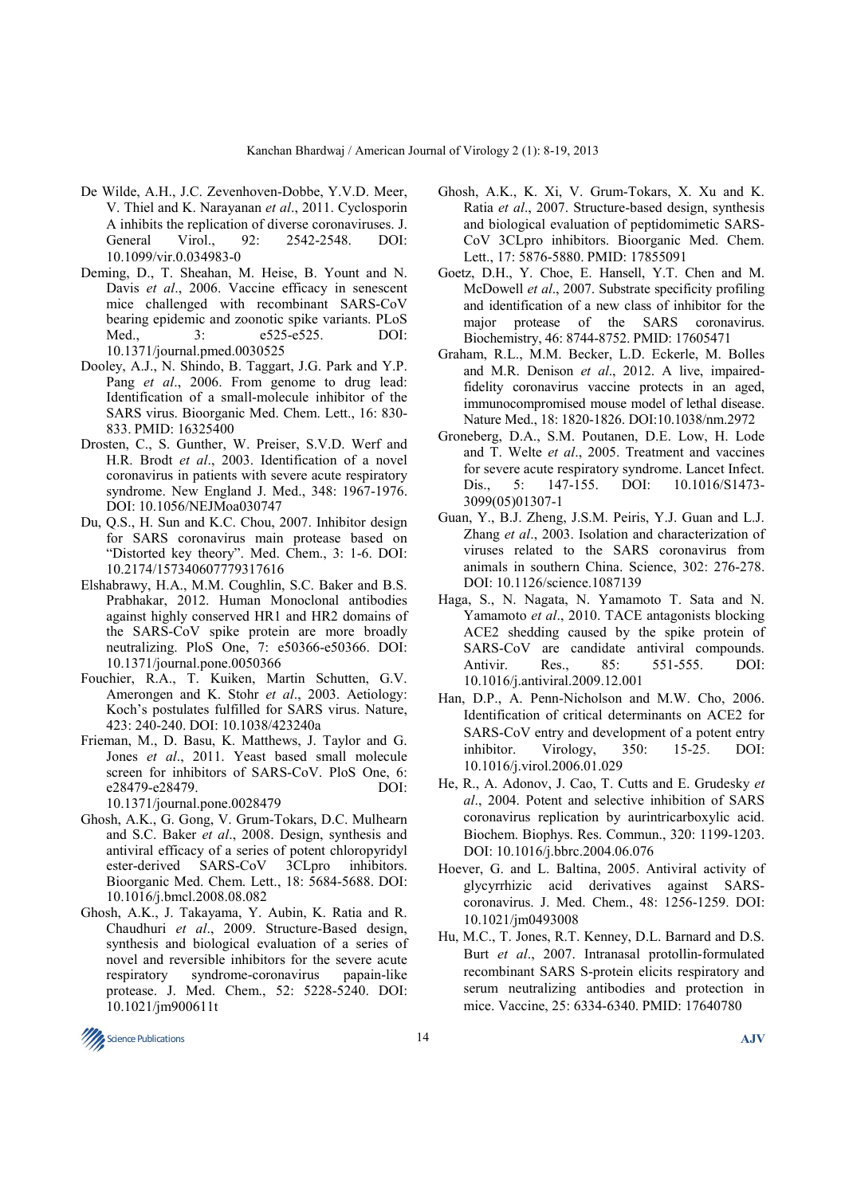De Wilde, A.H., J.C. Zevenhoven-Dobbe, Y.V.D. Meer, V. Thiel and K. Narayanan *et al*., 2011. Cyclosporin A inhibits the replication of diverse coronaviruses. J. General Virol., 92: 2542-2548. DOI: 10.1099/vir.0.034983-0

Deming, D., T. Sheahan, M. Heise, B. Yount and N. Davis *et al*., 2006. Vaccine efficacy in senescent mice challenged with recombinant SARS-CoV bearing epidemic and zoonotic spike variants. PLoS Med., 3: e525-e525. DOI: 10.1371/journal.pmed.0030525

Dooley, A.J., N. Shindo, B. Taggart, J.G. Park and Y.P. Pang *et al*., 2006. From genome to drug lead: Identification of a small-molecule inhibitor of the SARS virus. Bioorganic Med. Chem. Lett., 16: 830-833. PMID: 16325400

Drosten, C., S. Gunther, W. Preiser, S.V.D. Werf and H.R. Brodt *et al*., 2003. Identification of a novel coronavirus in patients with severe acute respiratory syndrome. New England J. Med., 348: 1967-1976. DOI: 10.1056/NEJMoa030747

Du, Q.S., H. Sun and K.C. Chou, 2007. Inhibitor design for SARS coronavirus main protease based on "Distorted key theory". Med. Chem., 3: 1-6. DOI: 10.2174/157340607779317616

Elshabrawy, H.A., M.M. Coughlin, S.C. Baker and B.S. Prabhakar, 2012. Human Monoclonal antibodies against highly conserved HR1 and HR2 domains of the SARS-CoV spike protein are more broadly neutralizing. PloS One, 7: e50366-e50366. DOI: 10.1371/journal.pone.0050366

Fouchier, R.A., T. Kuiken, Martin Schutten, G.V. Amerongen and K. Stohr *et al*., 2003. Aetiology: Koch's postulates fulfilled for SARS virus. Nature, 423: 240-240. DOI: 10.1038/423240a

Frieman, M., D. Basu, K. Matthews, J. Taylor and G. Jones *et al*., 2011. Yeast based small molecule screen for inhibitors of SARS-CoV. PloS One, 6: e28479-e28479. DOI: 10.1371/journal.pone.0028479

Ghosh, A.K., G. Gong, V. Grum-Tokars, D.C. Mulhearn and S.C. Baker *et al*., 2008. Design, synthesis and antiviral efficacy of a series of potent chloropyridyl ester-derived SARS-CoV 3CLpro inhibitors. Bioorganic Med. Chem. Lett., 18: 5684-5688. DOI: 10.1016/j.bmcl.2008.08.082

Ghosh, A.K., J. Takayama, Y. Aubin, K. Ratia and R. Chaudhuri *et al*., 2009. Structure-Based design, synthesis and biological evaluation of a series of novel and reversible inhibitors for the severe acute respiratory syndrome-coronavirus papain-like protease. J. Med. Chem., 52: 5228-5240. DOI: 10.1021/jm900611t

Ghosh, A.K., K. Xi, V. Grum-Tokars, X. Xu and K. Ratia *et al*., 2007. Structure-based design, synthesis and biological evaluation of peptidomimetic SARS-CoV 3CLpro inhibitors. Bioorganic Med. Chem. Lett., 17: 5876-5880. PMID: 17855091

Goetz, D.H., Y. Choe, E. Hansell, Y.T. Chen and M. McDowell *et al*., 2007. Substrate specificity profiling and identification of a new class of inhibitor for the major protease of the SARS coronavirus. Biochemistry, 46: 8744-8752. PMID: 17605471

Graham, R.L., M.M. Becker, L.D. Eckerle, M. Bolles and M.R. Denison *et al*., 2012. A live, impaired-fidelity coronavirus vaccine protects in an aged, immunocompromised mouse model of lethal disease. Nature Med., 18: 1820-1826. DOI:10.1038/nm.2972

Groneberg, D.A., S.M. Poutanen, D.E. Low, H. Lode and T. Welte *et al*., 2005. Treatment and vaccines for severe acute respiratory syndrome. Lancet Infect. Dis., 5: 147-155. DOI: 10.1016/S1473-3099(05)01307-1

Guan, Y., B.J. Zheng, J.S.M. Peiris, Y.J. Guan and L.J. Zhang *et al*., 2003. Isolation and characterization of viruses related to the SARS coronavirus from animals in southern China. Science, 302: 276-278. DOI: 10.1126/science.1087139

Haga, S., N. Nagata, N. Yamamoto T. Sata and N. Yamamoto *et al*., 2010. TACE antagonists blocking ACE2 shedding caused by the spike protein of SARS-CoV are candidate antiviral compounds. Antivir. Res., 85: 551-555. DOI: 10.1016/j.antiviral.2009.12.001

Han, D.P., A. Penn-Nicholson and M.W. Cho, 2006. Identification of critical determinants on ACE2 for SARS-CoV entry and development of a potent entry inhibitor. Virology, 350: 15-25. DOI: 10.1016/j.virol.2006.01.029

He, R., A. Adonov, J. Cao, T. Cutts and E. Grudesky *et al*., 2004. Potent and selective inhibition of SARS coronavirus replication by aurintricarboxylic acid. Biochem. Biophys. Res. Commun., 320: 1199-1203. DOI: 10.1016/j.bbrc.2004.06.076

Hoever, G. and L. Baltina, 2005. Antiviral activity of glycyrrhizic acid derivatives against SARS-coronavirus. J. Med. Chem., 48: 1256-1259. DOI: 10.1021/jm0493008

Hu, M.C., T. Jones, R.T. Kenney, D.L. Barnard and D.S. Burt *et al*., 2007. Intranasal protollin-formulated recombinant SARS S-protein elicits respiratory and serum neutralizing antibodies and protection in mice. Vaccine, 25: 6334-6340. PMID: 17640780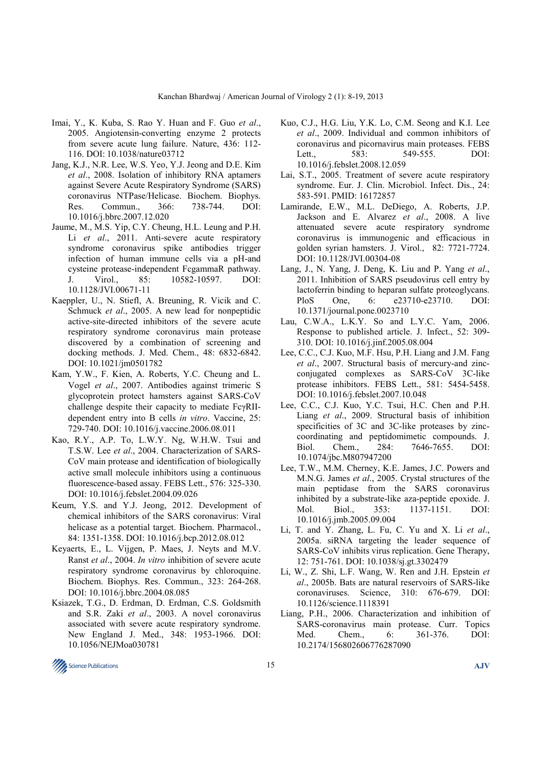Imai, Y., K. Kuba, S. Rao Y. Huan and F. Guo *et al*., 2005. Angiotensin-converting enzyme 2 protects from severe acute lung failure. Nature, 436: 112-116. DOI: 10.1038/nature03712

Jang, K.J., N.R. Lee, W.S. Yeo, Y.J. Jeong and D.E. Kim *et al*., 2008. Isolation of inhibitory RNA aptamers against Severe Acute Respiratory Syndrome (SARS) coronavirus NTPase/Helicase. Biochem. Biophys. Res. Commun., 366: 738-744. DOI: 10.1016/j.bbrc.2007.12.020

Jaume, M., M.S. Yip, C.Y. Cheung, H.L. Leung and P.H. Li *et al*., 2011. Anti-severe acute respiratory syndrome coronavirus spike antibodies trigger infection of human immune cells via a pH-and cysteine protease-independent FcgammaR pathway. J. Virol., 85: 10582-10597. DOI: 10.1128/JVI.00671-11

Kaeppler, U., N. Stiefl, A. Breuning, R. Vicik and C. Schmuck *et al*., 2005. A new lead for nonpeptidic active-site-directed inhibitors of the severe acute respiratory syndrome coronavirus main protease discovered by a combination of screening and docking methods. J. Med. Chem., 48: 6832-6842. DOI: 10.1021/jm0501782

Kam, Y.W., F. Kien, A. Roberts, Y.C. Cheung and L. Vogel *et al*., 2007. Antibodies against trimeric S glycoprotein protect hamsters against SARS-CoV challenge despite their capacity to mediate FcγRII-dependent entry into B cells *in vitro*. Vaccine, 25: 729-740. DOI: 10.1016/j.vaccine.2006.08.011

Kao, R.Y., A.P. To, L.W.Y. Ng, W.H.W. Tsui and T.S.W. Lee *et al*., 2004. Characterization of SARS-CoV main protease and identification of biologically active small molecule inhibitors using a continuous fluorescence-based assay. FEBS Lett., 576: 325-330. DOI: 10.1016/j.febslet.2004.09.026

Keum, Y.S. and Y.J. Jeong, 2012. Development of chemical inhibitors of the SARS coronavirus: Viral helicase as a potential target. Biochem. Pharmacol., 84: 1351-1358. DOI: 10.1016/j.bcp.2012.08.012

Keyaerts, E., L. Vijgen, P. Maes, J. Neyts and M.V. Ranst *et al*., 2004. *In vitro* inhibition of severe acute respiratory syndrome coronavirus by chloroquine. Biochem. Biophys. Res. Commun., 323: 264-268. DOI: 10.1016/j.bbrc.2004.08.085

Ksiazek, T.G., D. Erdman, D. Erdman, C.S. Goldsmith and S.R. Zaki *et al*., 2003. A novel coronavirus associated with severe acute respiratory syndrome. New England J. Med., 348: 1953-1966. DOI: 10.1056/NEJMoa030781

Kuo, C.J., H.G. Liu, Y.K. Lo, C.M. Seong and K.I. Lee *et al*., 2009. Individual and common inhibitors of coronavirus and picornavirus main proteases. FEBS Lett., 583: 549-555. DOI: 10.1016/j.febslet.2008.12.059

Lai, S.T., 2005. Treatment of severe acute respiratory syndrome. Eur. J. Clin. Microbiol. Infect. Dis., 24: 583-591. PMID: 16172857

Lamirande, E.W., M.L. DeDiego, A. Roberts, J.P. Jackson and E. Alvarez *et al*., 2008. A live attenuated severe acute respiratory syndrome coronavirus is immunogenic and efficacious in golden syrian hamsters. J. Virol., 82: 7721-7724. DOI: 10.1128/JVI.00304-08

Lang, J., N. Yang, J. Deng, K. Liu and P. Yang *et al*., 2011. Inhibition of SARS pseudovirus cell entry by lactoferrin binding to heparan sulfate proteoglycans. PloS One, 6: e23710-e23710. DOI: 10.1371/journal.pone.0023710

Lau, C.W.A., L.K.Y. So and L.Y.C. Yam, 2006. Response to published article. J. Infect., 52: 309-310. DOI: 10.1016/j.jinf.2005.08.004

Lee, C.C., C.J. Kuo, M.F. Hsu, P.H. Liang and J.M. Fang *et al*., 2007. Structural basis of mercury-and zinc-conjugated complexes as SARS-CoV 3C-like protease inhibitors. FEBS Lett., 581: 5454-5458. DOI: 10.1016/j.febslet.2007.10.048

Lee, C.C., C.J. Kuo, Y.C. Tsui, H.C. Chen and P.H. Liang *et al*., 2009. Structural basis of inhibition specificities of 3C and 3C-like proteases by zinc-coordinating and peptidomimetic compounds. J. Biol. Chem., 284: 7646-7655. DOI: 10.1074/jbc.M807947200

Lee, T.W., M.M. Cherney, K.E. James, J.C. Powers and M.N.G. James *et al*., 2005. Crystal structures of the main peptidase from the SARS coronavirus inhibited by a substrate-like aza-peptide epoxide. J. Mol. Biol., 353: 1137-1151. DOI: 10.1016/j.jmb.2005.09.004

Li, T. and Y. Zhang, L. Fu, C. Yu and X. Li *et al*., 2005a. siRNA targeting the leader sequence of SARS-CoV inhibits virus replication. Gene Therapy, 12: 751-761. DOI: 10.1038/sj.gt.3302479

Li, W., Z. Shi, L.F. Wang, W. Ren and J.H. Epstein *et al*., 2005b. Bats are natural reservoirs of SARS-like coronaviruses. Science, 310: 676-679. DOI: 10.1126/science.1118391

Liang, P.H., 2006. Characterization and inhibition of SARS-coronavirus main protease. Curr. Topics Med. Chem., 6: 361-376. DOI: 10.2174/156802606776287090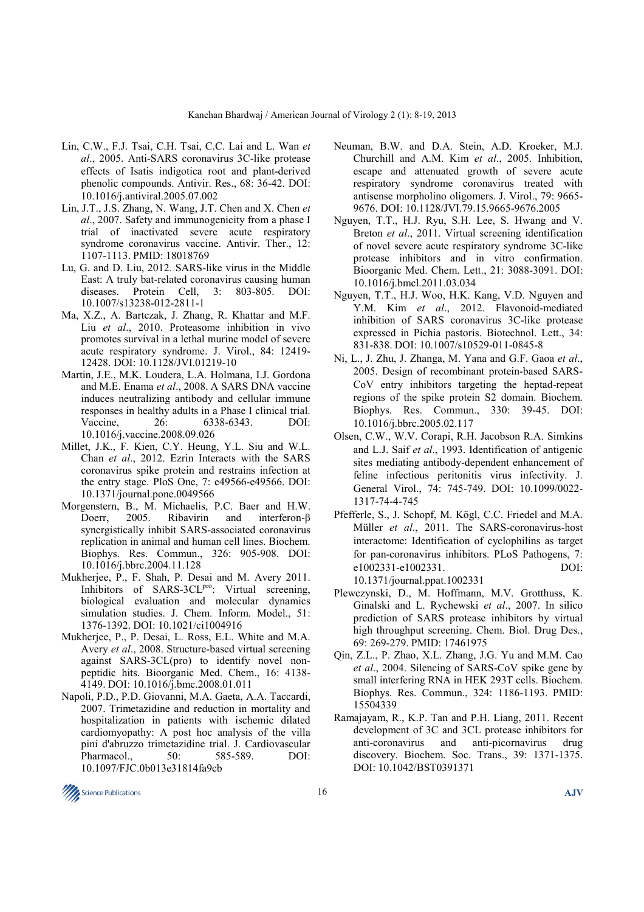Lin, C.W., F.J. Tsai, C.H. Tsai, C.C. Lai and L. Wan *et al*., 2005. Anti-SARS coronavirus 3C-like protease effects of Isatis indigotica root and plant-derived phenolic compounds. Antivir. Res., 68: 36-42. DOI: 10.1016/j.antiviral.2005.07.002

Lin, J.T., J.S. Zhang, N. Wang, J.T. Chen and X. Chen *et al*., 2007. Safety and immunogenicity from a phase I trial of inactivated severe acute respiratory syndrome coronavirus vaccine. Antivir. Ther., 12: 1107-1113. PMID: 18018769

Lu, G. and D. Liu, 2012. SARS-like virus in the Middle East: A truly bat-related coronavirus causing human diseases. Protein Cell, 3: 803-805. DOI: 10.1007/s13238-012-2811-1

Ma, X.Z., A. Bartczak, J. Zhang, R. Khattar and M.F. Liu *et al*., 2010. Proteasome inhibition in vivo promotes survival in a lethal murine model of severe acute respiratory syndrome. J. Virol., 84: 12419-12428. DOI: 10.1128/JVI.01219-10

Martin, J.E., M.K. Loudera, L.A. Holmana, I.J. Gordona and M.E. Enama *et al*., 2008. A SARS DNA vaccine induces neutralizing antibody and cellular immune responses in healthy adults in a Phase I clinical trial. Vaccine, 26: 6338-6343. DOI: 10.1016/j.vaccine.2008.09.026

Millet, J.K., F. Kien, C.Y. Heung, Y.L. Siu and W.L. Chan *et al*., 2012. Ezrin Interacts with the SARS coronavirus spike protein and restrains infection at the entry stage. PloS One, 7: e49566-e49566. DOI: 10.1371/journal.pone.0049566

Morgenstern, B., M. Michaelis, P.C. Baer and H.W. Doerr, 2005. Ribavirin and interferon-β synergistically inhibit SARS-associated coronavirus replication in animal and human cell lines. Biochem. Biophys. Res. Commun., 326: 905-908. DOI: 10.1016/j.bbrc.2004.11.128

Mukherjee, P., F. Shah, P. Desai and M. Avery 2011. Inhibitors of SARS-3CL$^{pro}$: Virtual screening, biological evaluation and molecular dynamics simulation studies. J. Chem. Inform. Model., 51: 1376-1392. DOI: 10.1021/ci1004916

Mukherjee, P., P. Desai, L. Ross, E.L. White and M.A. Avery *et al*., 2008. Structure-based virtual screening against SARS-3CL(pro) to identify novel non-peptidic hits. Bioorganic Med. Chem., 16: 4138-4149. DOI: 10.1016/j.bmc.2008.01.011

Napoli, P.D., P.D. Giovanni, M.A. Gaeta, A.A. Taccardi, 2007. Trimetazidine and reduction in mortality and hospitalization in patients with ischemic dilated cardiomyopathy: A post hoc analysis of the villa pini d'abruzzo trimetazidine trial. J. Cardiovascular Pharmacol., 50: 585-589. DOI: 10.1097/FJC.0b013e31814fa9cb

Neuman, B.W. and D.A. Stein, A.D. Kroeker, M.J. Churchill and A.M. Kim *et al*., 2005. Inhibition, escape and attenuated growth of severe acute respiratory syndrome coronavirus treated with antisense morpholino oligomers. J. Virol., 79: 9665-9676. DOI: 10.1128/JVI.79.15.9665-9676.2005

Nguyen, T.T., H.J. Ryu, S.H. Lee, S. Hwang and V. Breton *et al*., 2011. Virtual screening identification of novel severe acute respiratory syndrome 3C-like protease inhibitors and in vitro confirmation. Bioorganic Med. Chem. Lett., 21: 3088-3091. DOI: 10.1016/j.bmcl.2011.03.034

Nguyen, T.T., H.J. Woo, H.K. Kang, V.D. Nguyen and Y.M. Kim *et al*., 2012. Flavonoid-mediated inhibition of SARS coronavirus 3C-like protease expressed in Pichia pastoris. Biotechnol. Lett., 34: 831-838. DOI: 10.1007/s10529-011-0845-8

Ni, L., J. Zhu, J. Zhanga, M. Yana and G.F. Gaoa *et al*., 2005. Design of recombinant protein-based SARS-CoV entry inhibitors targeting the heptad-repeat regions of the spike protein S2 domain. Biochem. Biophys. Res. Commun., 330: 39-45. DOI: 10.1016/j.bbrc.2005.02.117

Olsen, C.W., W.V. Corapi, R.H. Jacobson R.A. Simkins and L.J. Saif *et al*., 1993. Identification of antigenic sites mediating antibody-dependent enhancement of feline infectious peritonitis virus infectivity. J. General Virol., 74: 745-749. DOI: 10.1099/0022-1317-74-4-745

Pfefferle, S., J. Schopf, M. Kögl, C.C. Friedel and M.A. Müller *et al*., 2011. The SARS-coronavirus-host interactome: Identification of cyclophilins as target for pan-coronavirus inhibitors. PLoS Pathogens, 7: e1002331-e1002331. DOI: 10.1371/journal.ppat.1002331

Plewczynski, D., M. Hoffmann, M.V. Grotthuss, K. Ginalski and L. Rychewski *et al*., 2007. In silico prediction of SARS protease inhibitors by virtual high throughput screening. Chem. Biol. Drug Des., 69: 269-279. PMID: 17461975

Qin, Z.L., P. Zhao, X.L. Zhang, J.G. Yu and M.M. Cao *et al*., 2004. Silencing of SARS-CoV spike gene by small interfering RNA in HEK 293T cells. Biochem. Biophys. Res. Commun., 324: 1186-1193. PMID: 15504339

Ramajayam, R., K.P. Tan and P.H. Liang, 2011. Recent development of 3C and 3CL protease inhibitors for anti-coronavirus and anti-picornavirus drug discovery. Biochem. Soc. Trans., 39: 1371-1375. DOI: 10.1042/BST0391371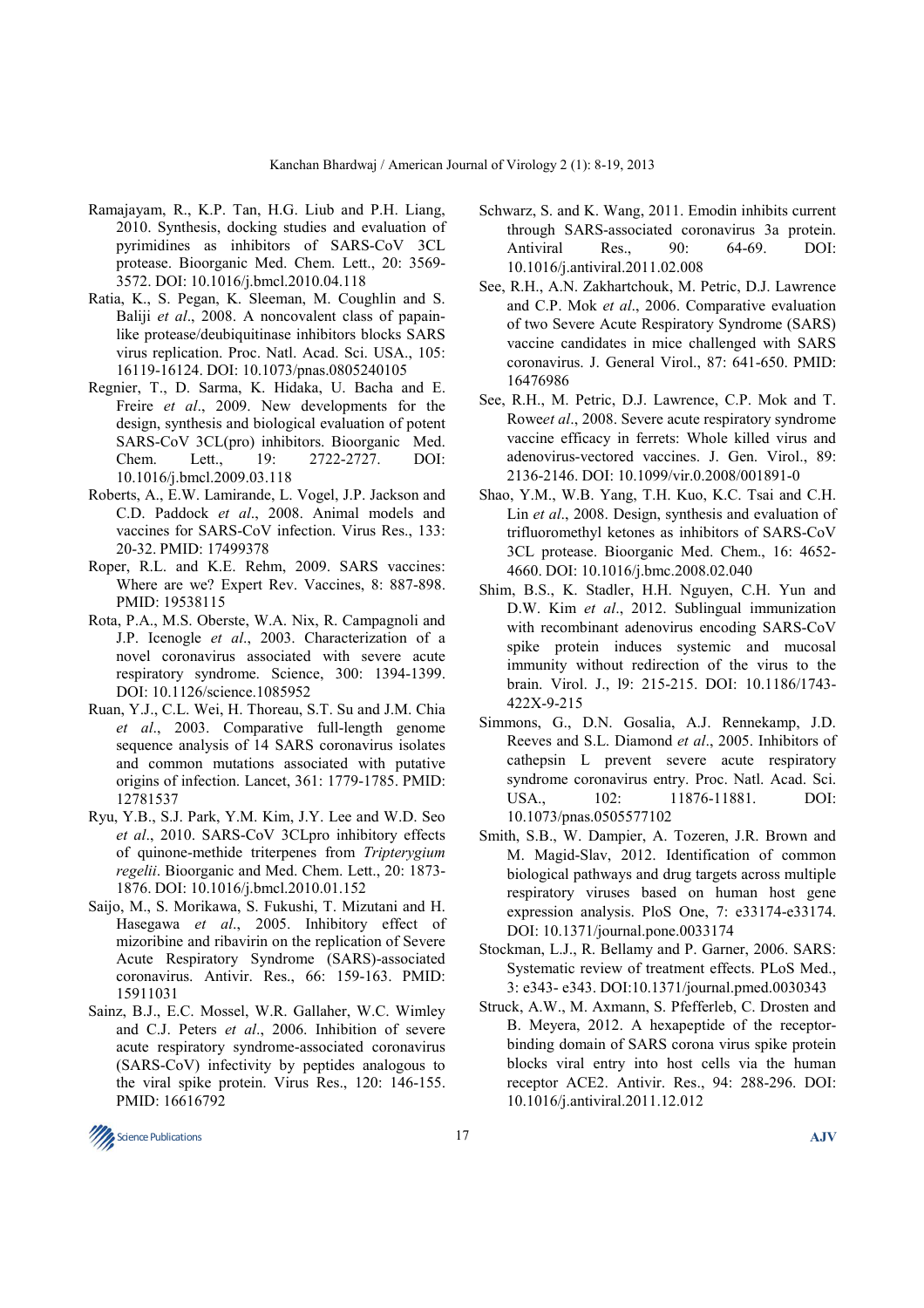Ramajayam, R., K.P. Tan, H.G. Liub and P.H. Liang, 2010. Synthesis, docking studies and evaluation of pyrimidines as inhibitors of SARS-CoV 3CL protease. Bioorganic Med. Chem. Lett., 20: 3569-3572. DOI: 10.1016/j.bmcl.2010.04.118

Ratia, K., S. Pegan, K. Sleeman, M. Coughlin and S. Baliji *et al*., 2008. A noncovalent class of papain-like protease/deubiquitinase inhibitors blocks SARS virus replication. Proc. Natl. Acad. Sci. USA., 105: 16119-16124. DOI: 10.1073/pnas.0805240105

Regnier, T., D. Sarma, K. Hidaka, U. Bacha and E. Freire *et al*., 2009. New developments for the design, synthesis and biological evaluation of potent SARS-CoV 3CL(pro) inhibitors. Bioorganic Med. Chem. Lett., 19: 2722-2727. DOI: 10.1016/j.bmcl.2009.03.118

Roberts, A., E.W. Lamirande, L. Vogel, J.P. Jackson and C.D. Paddock *et al*., 2008. Animal models and vaccines for SARS-CoV infection. Virus Res., 133: 20-32. PMID: 17499378

Roper, R.L. and K.E. Rehm, 2009. SARS vaccines: Where are we? Expert Rev. Vaccines, 8: 887-898. PMID: 19538115

Rota, P.A., M.S. Oberste, W.A. Nix, R. Campagnoli and J.P. Icenogle *et al*., 2003. Characterization of a novel coronavirus associated with severe acute respiratory syndrome. Science, 300: 1394-1399. DOI: 10.1126/science.1085952

Ruan, Y.J., C.L. Wei, H. Thoreau, S.T. Su and J.M. Chia *et al*., 2003. Comparative full-length genome sequence analysis of 14 SARS coronavirus isolates and common mutations associated with putative origins of infection. Lancet, 361: 1779-1785. PMID: 12781537

Ryu, Y.B., S.J. Park, Y.M. Kim, J.Y. Lee and W.D. Seo *et al*., 2010. SARS-CoV 3CLpro inhibitory effects of quinone-methide triterpenes from *Tripterygium regelii*. Bioorganic and Med. Chem. Lett., 20: 1873-1876. DOI: 10.1016/j.bmcl.2010.01.152

Saijo, M., S. Morikawa, S. Fukushi, T. Mizutani and H. Hasegawa *et al*., 2005. Inhibitory effect of mizoribine and ribavirin on the replication of Severe Acute Respiratory Syndrome (SARS)-associated coronavirus. Antivir. Res., 66: 159-163. PMID: 15911031

Sainz, B.J., E.C. Mossel, W.R. Gallaher, W.C. Wimley and C.J. Peters *et al*., 2006. Inhibition of severe acute respiratory syndrome-associated coronavirus (SARS-CoV) infectivity by peptides analogous to the viral spike protein. Virus Res., 120: 146-155. PMID: 16616792

Schwarz, S. and K. Wang, 2011. Emodin inhibits current through SARS-associated coronavirus 3a protein. Antiviral Res., 90: 64-69. DOI: 10.1016/j.antiviral.2011.02.008

See, R.H., A.N. Zakhartchouk, M. Petric, D.J. Lawrence and C.P. Mok *et al*., 2006. Comparative evaluation of two Severe Acute Respiratory Syndrome (SARS) vaccine candidates in mice challenged with SARS coronavirus. J. General Virol., 87: 641-650. PMID: 16476986

See, R.H., M. Petric, D.J. Lawrence, C.P. Mok and T. Rowe*et al*., 2008. Severe acute respiratory syndrome vaccine efficacy in ferrets: Whole killed virus and adenovirus-vectored vaccines. J. Gen. Virol., 89: 2136-2146. DOI: 10.1099/vir.0.2008/001891-0

Shao, Y.M., W.B. Yang, T.H. Kuo, K.C. Tsai and C.H. Lin *et al*., 2008. Design, synthesis and evaluation of trifluoromethyl ketones as inhibitors of SARS-CoV 3CL protease. Bioorganic Med. Chem., 16: 4652-4660. DOI: 10.1016/j.bmc.2008.02.040

Shim, B.S., K. Stadler, H.H. Nguyen, C.H. Yun and D.W. Kim *et al*., 2012. Sublingual immunization with recombinant adenovirus encoding SARS-CoV spike protein induces systemic and mucosal immunity without redirection of the virus to the brain. Virol. J., l9: 215-215. DOI: 10.1186/1743-422X-9-215

Simmons, G., D.N. Gosalia, A.J. Rennekamp, J.D. Reeves and S.L. Diamond *et al*., 2005. Inhibitors of cathepsin L prevent severe acute respiratory syndrome coronavirus entry. Proc. Natl. Acad. Sci. USA., 102: 11876-11881. DOI: 10.1073/pnas.0505577102

Smith, S.B., W. Dampier, A. Tozeren, J.R. Brown and M. Magid-Slav, 2012. Identification of common biological pathways and drug targets across multiple respiratory viruses based on human host gene expression analysis. PloS One, 7: e33174-e33174. DOI: 10.1371/journal.pone.0033174

Stockman, L.J., R. Bellamy and P. Garner, 2006. SARS: Systematic review of treatment effects. PLoS Med., 3: e343- e343. DOI:10.1371/journal.pmed.0030343

Struck, A.W., M. Axmann, S. Pfefferleb, C. Drosten and B. Meyera, 2012. A hexapeptide of the receptor-binding domain of SARS corona virus spike protein blocks viral entry into host cells via the human receptor ACE2. Antivir. Res., 94: 288-296. DOI: 10.1016/j.antiviral.2011.12.012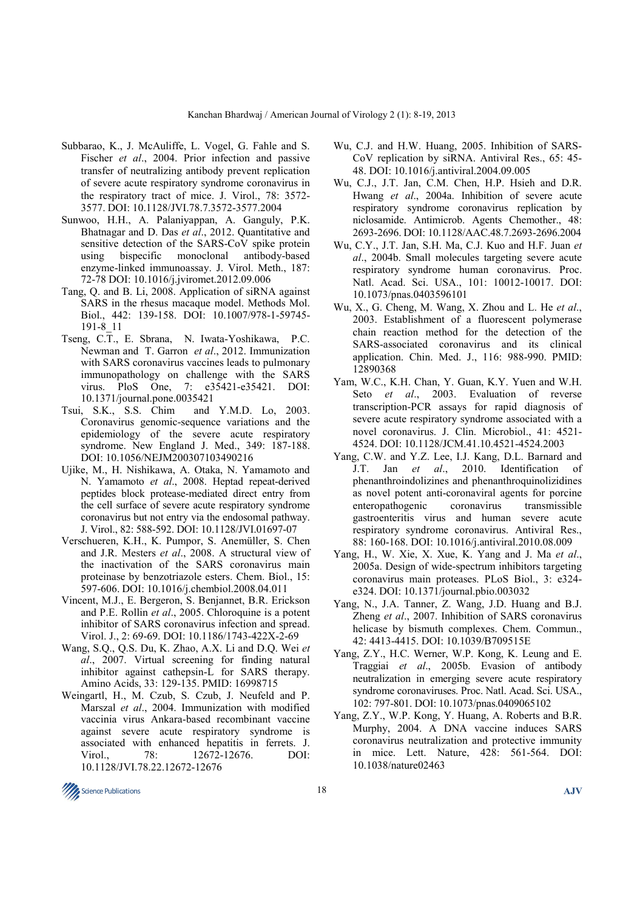Subbarao, K., J. McAuliffe, L. Vogel, G. Fahle and S. Fischer *et al*., 2004. Prior infection and passive transfer of neutralizing antibody prevent replication of severe acute respiratory syndrome coronavirus in the respiratory tract of mice. J. Virol., 78: 3572-3577. DOI: 10.1128/JVI.78.7.3572-3577.2004

Sunwoo, H.H., A. Palaniyappan, A. Ganguly, P.K. Bhatnagar and D. Das *et al*., 2012. Quantitative and sensitive detection of the SARS-CoV spike protein using bispecific monoclonal antibody-based enzyme-linked immunoassay. J. Virol. Meth., 187: 72-78 DOI: 10.1016/j.jviromet.2012.09.006

Tang, Q. and B. Li, 2008. Application of siRNA against SARS in the rhesus macaque model. Methods Mol. Biol., 442: 139-158. DOI: 10.1007/978-1-59745-191-8_11

Tseng, C.T., E. Sbrana, N. Iwata-Yoshikawa, P.C. Newman and T. Garron *et al*., 2012. Immunization with SARS coronavirus vaccines leads to pulmonary immunopathology on challenge with the SARS virus. PloS One, 7: e35421-e35421. DOI: 10.1371/journal.pone.0035421

Tsui, S.K., S.S. Chim and Y.M.D. Lo, 2003. Coronavirus genomic-sequence variations and the epidemiology of the severe acute respiratory syndrome. New England J. Med., 349: 187-188. DOI: 10.1056/NEJM200307103490216

Ujike, M., H. Nishikawa, A. Otaka, N. Yamamoto and N. Yamamoto *et al*., 2008. Heptad repeat-derived peptides block protease-mediated direct entry from the cell surface of severe acute respiratory syndrome coronavirus but not entry via the endosomal pathway. J. Virol., 82: 588-592. DOI: 10.1128/JVI.01697-07

Verschueren, K.H., K. Pumpor, S. Anemüller, S. Chen and J.R. Mesters *et al*., 2008. A structural view of the inactivation of the SARS coronavirus main proteinase by benzotriazole esters. Chem. Biol., 15: 597-606. DOI: 10.1016/j.chembiol.2008.04.011

Vincent, M.J., E. Bergeron, S. Benjannet, B.R. Erickson and P.E. Rollin *et al*., 2005. Chloroquine is a potent inhibitor of SARS coronavirus infection and spread. Virol. J., 2: 69-69. DOI: 10.1186/1743-422X-2-69

Wang, S.Q., Q.S. Du, K. Zhao, A.X. Li and D.Q. Wei *et al*., 2007. Virtual screening for finding natural inhibitor against cathepsin-L for SARS therapy. Amino Acids, 33: 129-135. PMID: 16998715

Weingartl, H., M. Czub, S. Czub, J. Neufeld and P. Marszal *et al*., 2004. Immunization with modified vaccinia virus Ankara-based recombinant vaccine against severe acute respiratory syndrome is associated with enhanced hepatitis in ferrets. J. Virol., 78: 12672-12676. DOI: 10.1128/JVI.78.22.12672-12676

Wu, C.J. and H.W. Huang, 2005. Inhibition of SARS-CoV replication by siRNA. Antiviral Res., 65: 45-48. DOI: 10.1016/j.antiviral.2004.09.005

Wu, C.J., J.T. Jan, C.M. Chen, H.P. Hsieh and D.R. Hwang *et al*., 2004a. Inhibition of severe acute respiratory syndrome coronavirus replication by niclosamide. Antimicrob. Agents Chemother., 48: 2693-2696. DOI: 10.1128/AAC.48.7.2693-2696.2004

Wu, C.Y., J.T. Jan, S.H. Ma, C.J. Kuo and H.F. Juan *et al*., 2004b. Small molecules targeting severe acute respiratory syndrome human coronavirus. Proc. Natl. Acad. Sci. USA., 101: 10012-10017. DOI: 10.1073/pnas.0403596101

Wu, X., G. Cheng, M. Wang, X. Zhou and L. He *et al*., 2003. Establishment of a fluorescent polymerase chain reaction method for the detection of the SARS-associated coronavirus and its clinical application. Chin. Med. J., 116: 988-990. PMID: 12890368

Yam, W.C., K.H. Chan, Y. Guan, K.Y. Yuen and W.H. Seto *et al*., 2003. Evaluation of reverse transcription-PCR assays for rapid diagnosis of severe acute respiratory syndrome associated with a novel coronavirus. J. Clin. Microbiol., 41: 4521-4524. DOI: 10.1128/JCM.41.10.4521-4524.2003

Yang, C.W. and Y.Z. Lee, I.J. Kang, D.L. Barnard and J.T. Jan *et al*., 2010. Identification of phenanthroindolizines and phenanthroquinolizidines as novel potent anti-coronaviral agents for porcine enteropathogenic coronavirus transmissible gastroenteritis virus and human severe acute respiratory syndrome coronavirus. Antiviral Res., 88: 160-168. DOI: 10.1016/j.antiviral.2010.08.009

Yang, H., W. Xie, X. Xue, K. Yang and J. Ma *et al*., 2005a. Design of wide-spectrum inhibitors targeting coronavirus main proteases. PLoS Biol., 3: e324-e324. DOI: 10.1371/journal.pbio.003032

Yang, N., J.A. Tanner, Z. Wang, J.D. Huang and B.J. Zheng *et al*., 2007. Inhibition of SARS coronavirus helicase by bismuth complexes. Chem. Commun., 42: 4413-4415. DOI: 10.1039/B709515E

Yang, Z.Y., H.C. Werner, W.P. Kong, K. Leung and E. Traggiai *et al*., 2005b. Evasion of antibody neutralization in emerging severe acute respiratory syndrome coronaviruses. Proc. Natl. Acad. Sci. USA., 102: 797-801. DOI: 10.1073/pnas.0409065102

Yang, Z.Y., W.P. Kong, Y. Huang, A. Roberts and B.R. Murphy, 2004. A DNA vaccine induces SARS coronavirus neutralization and protective immunity in mice. Lett. Nature, 428: 561-564. DOI: 10.1038/nature02463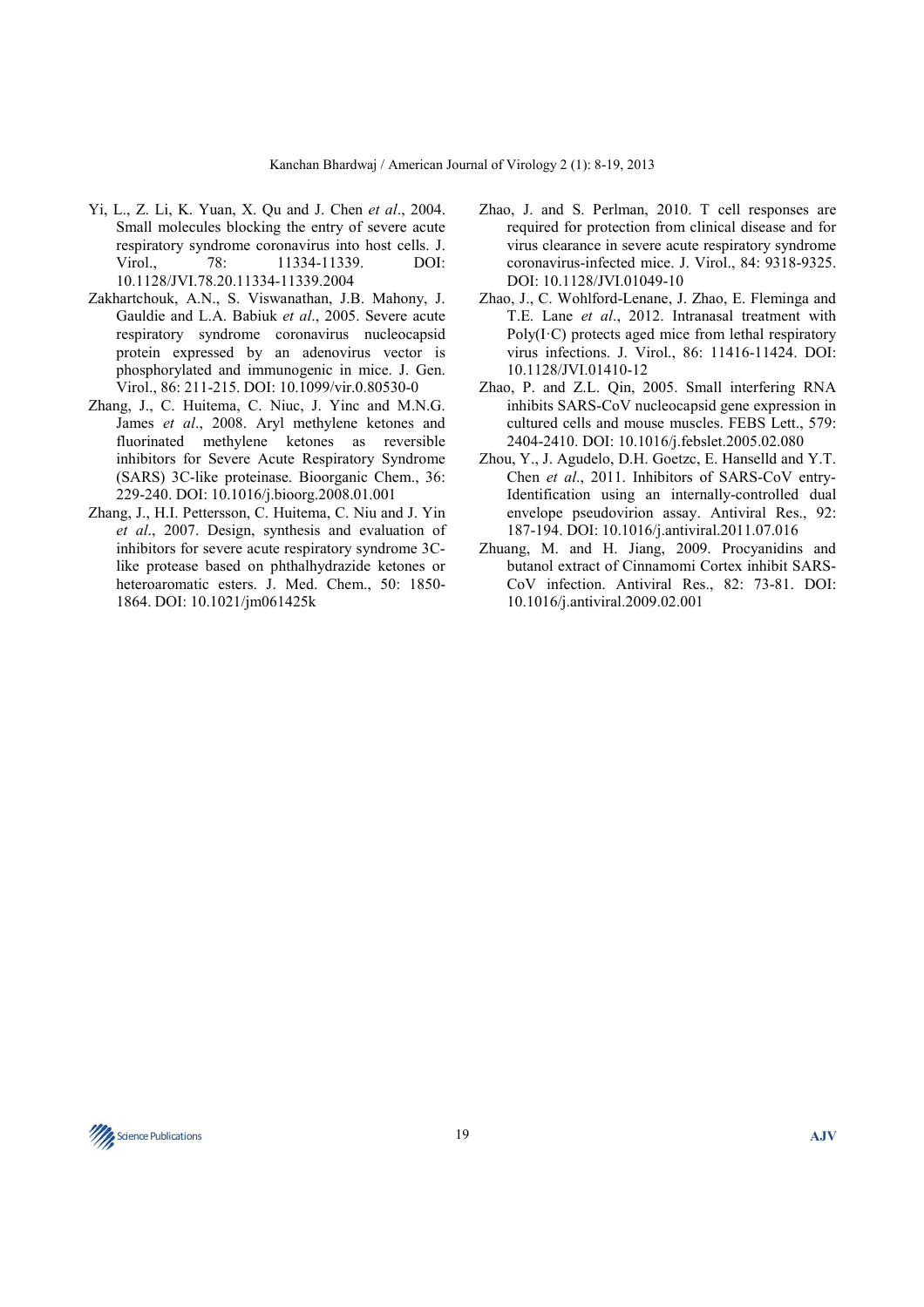Yi, L., Z. Li, K. Yuan, X. Qu and J. Chen *et al*., 2004. Small molecules blocking the entry of severe acute respiratory syndrome coronavirus into host cells. J. Virol., 78: 11334-11339. DOI: 10.1128/JVI.78.20.11334-11339.2004

Zakhartchouk, A.N., S. Viswanathan, J.B. Mahony, J. Gauldie and L.A. Babiuk *et al*., 2005. Severe acute respiratory syndrome coronavirus nucleocapsid protein expressed by an adenovirus vector is phosphorylated and immunogenic in mice. J. Gen. Virol., 86: 211-215. DOI: 10.1099/vir.0.80530-0

Zhang, J., C. Huitema, C. Niuc, J. Yinc and M.N.G. James *et al*., 2008. Aryl methylene ketones and fluorinated methylene ketones as reversible inhibitors for Severe Acute Respiratory Syndrome (SARS) 3C-like proteinase. Bioorganic Chem., 36: 229-240. DOI: 10.1016/j.bioorg.2008.01.001

Zhang, J., H.I. Pettersson, C. Huitema, C. Niu and J. Yin *et al*., 2007. Design, synthesis and evaluation of inhibitors for severe acute respiratory syndrome 3C-like protease based on phthalhydrazide ketones or heteroaromatic esters. J. Med. Chem., 50: 1850-1864. DOI: 10.1021/jm061425k

Zhao, J. and S. Perlman, 2010. T cell responses are required for protection from clinical disease and for virus clearance in severe acute respiratory syndrome coronavirus-infected mice. J. Virol., 84: 9318-9325. DOI: 10.1128/JVI.01049-10

Zhao, J., C. Wohlford-Lenane, J. Zhao, E. Fleminga and T.E. Lane *et al*., 2012. Intranasal treatment with Poly(I·C) protects aged mice from lethal respiratory virus infections. J. Virol., 86: 11416-11424. DOI: 10.1128/JVI.01410-12

Zhao, P. and Z.L. Qin, 2005. Small interfering RNA inhibits SARS-CoV nucleocapsid gene expression in cultured cells and mouse muscles. FEBS Lett., 579: 2404-2410. DOI: 10.1016/j.febslet.2005.02.080

Zhou, Y., J. Agudelo, D.H. Goetzc, E. Hanselld and Y.T. Chen *et al*., 2011. Inhibitors of SARS-CoV entry-Identification using an internally-controlled dual envelope pseudovirion assay. Antiviral Res., 92: 187-194. DOI: 10.1016/j.antiviral.2011.07.016

Zhuang, M. and H. Jiang, 2009. Procyanidins and butanol extract of Cinnamomi Cortex inhibit SARS-CoV infection. Antiviral Res., 82: 73-81. DOI: 10.1016/j.antiviral.2009.02.001